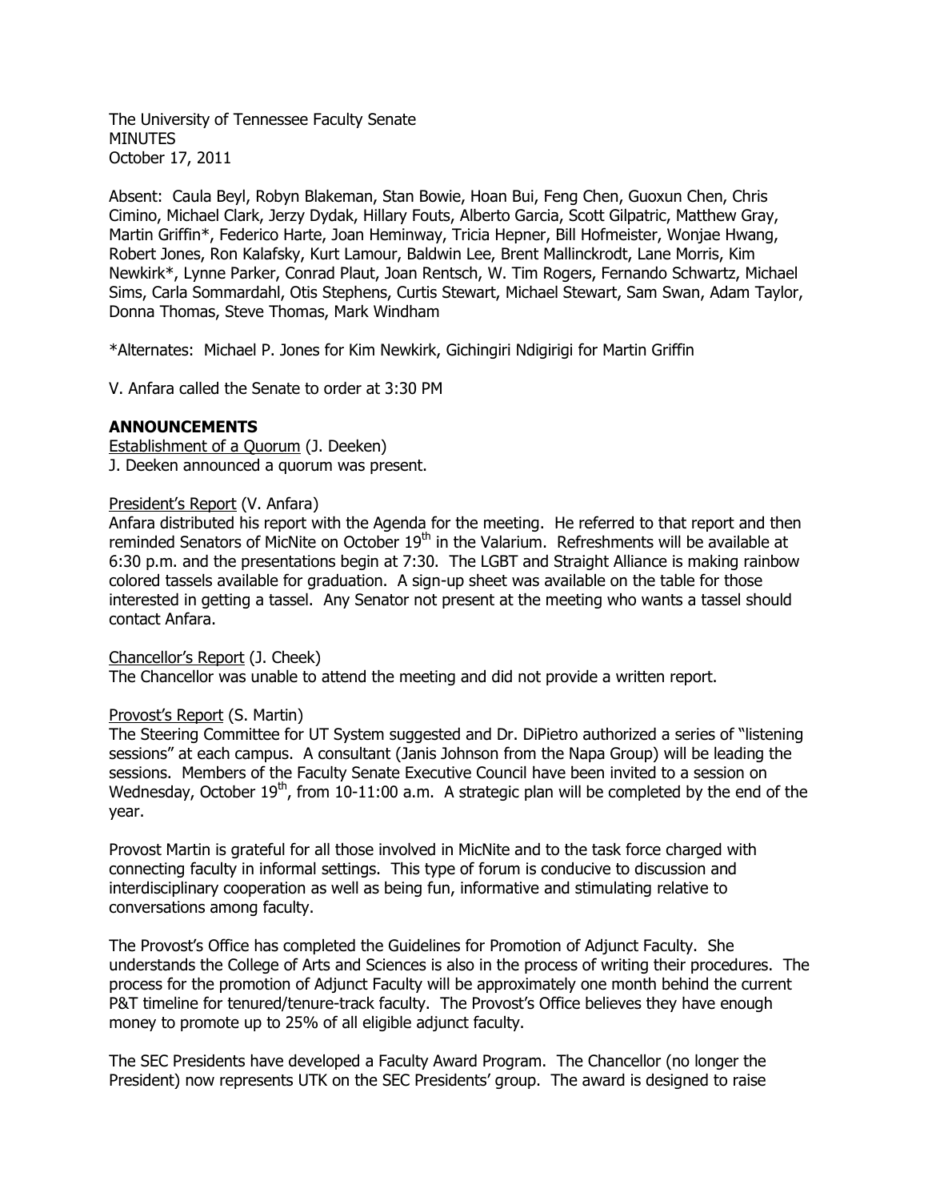The University of Tennessee Faculty Senate
MINUTES
October 17, 2011

Absent: Caula Beyl, Robyn Blakeman, Stan Bowie, Hoan Bui, Feng Chen, Guoxun Chen, Chris Cimino, Michael Clark, Jerzy Dydak, Hillary Fouts, Alberto Garcia, Scott Gilpatric, Matthew Gray, Martin Griffin*, Federico Harte, Joan Heminway, Tricia Hepner, Bill Hofmeister, Wonjae Hwang, Robert Jones, Ron Kalafsky, Kurt Lamour, Baldwin Lee, Brent Mallinckrodt, Lane Morris, Kim Newkirk*, Lynne Parker, Conrad Plaut, Joan Rentsch, W. Tim Rogers, Fernando Schwartz, Michael Sims, Carla Sommardahl, Otis Stephens, Curtis Stewart, Michael Stewart, Sam Swan, Adam Taylor, Donna Thomas, Steve Thomas, Mark Windham

*Alternates: Michael P. Jones for Kim Newkirk, Gichingiri Ndigirigi for Martin Griffin

V. Anfara called the Senate to order at 3:30 PM

## ANNOUNCEMENTS

Establishment of a Quorum (J. Deeken)
J. Deeken announced a quorum was present.

President's Report (V. Anfara)
Anfara distributed his report with the Agenda for the meeting. He referred to that report and then reminded Senators of MicNite on October 19th in the Valarium. Refreshments will be available at 6:30 p.m. and the presentations begin at 7:30. The LGBT and Straight Alliance is making rainbow colored tassels available for graduation. A sign-up sheet was available on the table for those interested in getting a tassel. Any Senator not present at the meeting who wants a tassel should contact Anfara.

Chancellor's Report (J. Cheek)
The Chancellor was unable to attend the meeting and did not provide a written report.

Provost's Report (S. Martin)
The Steering Committee for UT System suggested and Dr. DiPietro authorized a series of "listening sessions" at each campus. A consultant (Janis Johnson from the Napa Group) will be leading the sessions. Members of the Faculty Senate Executive Council have been invited to a session on Wednesday, October 19th, from 10-11:00 a.m. A strategic plan will be completed by the end of the year.

Provost Martin is grateful for all those involved in MicNite and to the task force charged with connecting faculty in informal settings. This type of forum is conducive to discussion and interdisciplinary cooperation as well as being fun, informative and stimulating relative to conversations among faculty.

The Provost's Office has completed the Guidelines for Promotion of Adjunct Faculty. She understands the College of Arts and Sciences is also in the process of writing their procedures. The process for the promotion of Adjunct Faculty will be approximately one month behind the current P&T timeline for tenured/tenure-track faculty. The Provost's Office believes they have enough money to promote up to 25% of all eligible adjunct faculty.

The SEC Presidents have developed a Faculty Award Program. The Chancellor (no longer the President) now represents UTK on the SEC Presidents' group. The award is designed to raise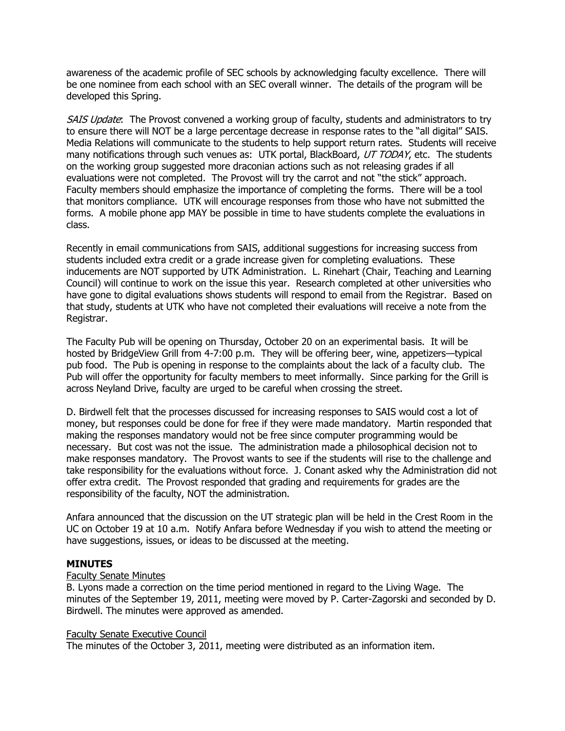awareness of the academic profile of SEC schools by acknowledging faculty excellence. There will be one nominee from each school with an SEC overall winner. The details of the program will be developed this Spring.

*SAIS Update*: The Provost convened a working group of faculty, students and administrators to try to ensure there will NOT be a large percentage decrease in response rates to the "all digital" SAIS. Media Relations will communicate to the students to help support return rates. Students will receive many notifications through such venues as: UTK portal, BlackBoard, *UT TODAY*, etc. The students on the working group suggested more draconian actions such as not releasing grades if all evaluations were not completed. The Provost will try the carrot and not "the stick" approach. Faculty members should emphasize the importance of completing the forms. There will be a tool that monitors compliance. UTK will encourage responses from those who have not submitted the forms. A mobile phone app MAY be possible in time to have students complete the evaluations in class.

Recently in email communications from SAIS, additional suggestions for increasing success from students included extra credit or a grade increase given for completing evaluations. These inducements are NOT supported by UTK Administration. L. Rinehart (Chair, Teaching and Learning Council) will continue to work on the issue this year. Research completed at other universities who have gone to digital evaluations shows students will respond to email from the Registrar. Based on that study, students at UTK who have not completed their evaluations will receive a note from the Registrar.

The Faculty Pub will be opening on Thursday, October 20 on an experimental basis. It will be hosted by BridgeView Grill from 4-7:00 p.m. They will be offering beer, wine, appetizers—typical pub food. The Pub is opening in response to the complaints about the lack of a faculty club. The Pub will offer the opportunity for faculty members to meet informally. Since parking for the Grill is across Neyland Drive, faculty are urged to be careful when crossing the street.

D. Birdwell felt that the processes discussed for increasing responses to SAIS would cost a lot of money, but responses could be done for free if they were made mandatory. Martin responded that making the responses mandatory would not be free since computer programming would be necessary. But cost was not the issue. The administration made a philosophical decision not to make responses mandatory. The Provost wants to see if the students will rise to the challenge and take responsibility for the evaluations without force. J. Conant asked why the Administration did not offer extra credit. The Provost responded that grading and requirements for grades are the responsibility of the faculty, NOT the administration.

Anfara announced that the discussion on the UT strategic plan will be held in the Crest Room in the UC on October 19 at 10 a.m. Notify Anfara before Wednesday if you wish to attend the meeting or have suggestions, issues, or ideas to be discussed at the meeting.

**MINUTES**

Faculty Senate Minutes

B. Lyons made a correction on the time period mentioned in regard to the Living Wage. The minutes of the September 19, 2011, meeting were moved by P. Carter-Zagorski and seconded by D. Birdwell. The minutes were approved as amended.

Faculty Senate Executive Council

The minutes of the October 3, 2011, meeting were distributed as an information item.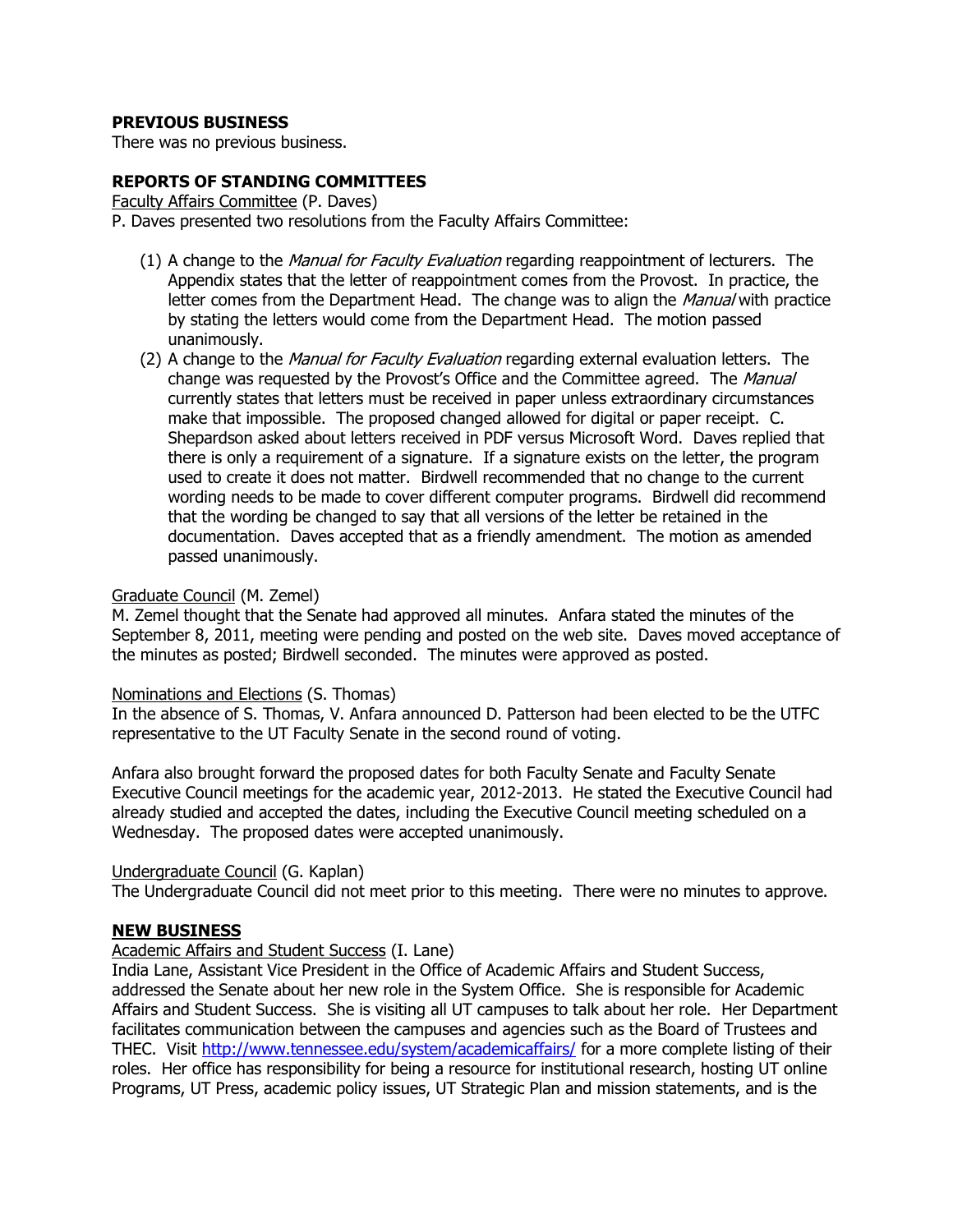**PREVIOUS BUSINESS**
There was no previous business.

**REPORTS OF STANDING COMMITTEES**

Faculty Affairs Committee (P. Daves)
P. Daves presented two resolutions from the Faculty Affairs Committee:

(1) A change to the *Manual for Faculty Evaluation* regarding reappointment of lecturers. The Appendix states that the letter of reappointment comes from the Provost. In practice, the letter comes from the Department Head. The change was to align the *Manual* with practice by stating the letters would come from the Department Head. The motion passed unanimously.

(2) A change to the *Manual for Faculty Evaluation* regarding external evaluation letters. The change was requested by the Provost's Office and the Committee agreed. The *Manual* currently states that letters must be received in paper unless extraordinary circumstances make that impossible. The proposed changed allowed for digital or paper receipt. C. Shepardson asked about letters received in PDF versus Microsoft Word. Daves replied that there is only a requirement of a signature. If a signature exists on the letter, the program used to create it does not matter. Birdwell recommended that no change to the current wording needs to be made to cover different computer programs. Birdwell did recommend that the wording be changed to say that all versions of the letter be retained in the documentation. Daves accepted that as a friendly amendment. The motion as amended passed unanimously.

Graduate Council (M. Zemel)
M. Zemel thought that the Senate had approved all minutes. Anfara stated the minutes of the September 8, 2011, meeting were pending and posted on the web site. Daves moved acceptance of the minutes as posted; Birdwell seconded. The minutes were approved as posted.

Nominations and Elections (S. Thomas)
In the absence of S. Thomas, V. Anfara announced D. Patterson had been elected to be the UTFC representative to the UT Faculty Senate in the second round of voting.

Anfara also brought forward the proposed dates for both Faculty Senate and Faculty Senate Executive Council meetings for the academic year, 2012-2013. He stated the Executive Council had already studied and accepted the dates, including the Executive Council meeting scheduled on a Wednesday. The proposed dates were accepted unanimously.

Undergraduate Council (G. Kaplan)
The Undergraduate Council did not meet prior to this meeting. There were no minutes to approve.

**NEW BUSINESS**

Academic Affairs and Student Success (I. Lane)
India Lane, Assistant Vice President in the Office of Academic Affairs and Student Success, addressed the Senate about her new role in the System Office. She is responsible for Academic Affairs and Student Success. She is visiting all UT campuses to talk about her role. Her Department facilitates communication between the campuses and agencies such as the Board of Trustees and THEC. Visit http://www.tennessee.edu/system/academicaffairs/ for a more complete listing of their roles. Her office has responsibility for being a resource for institutional research, hosting UT online Programs, UT Press, academic policy issues, UT Strategic Plan and mission statements, and is the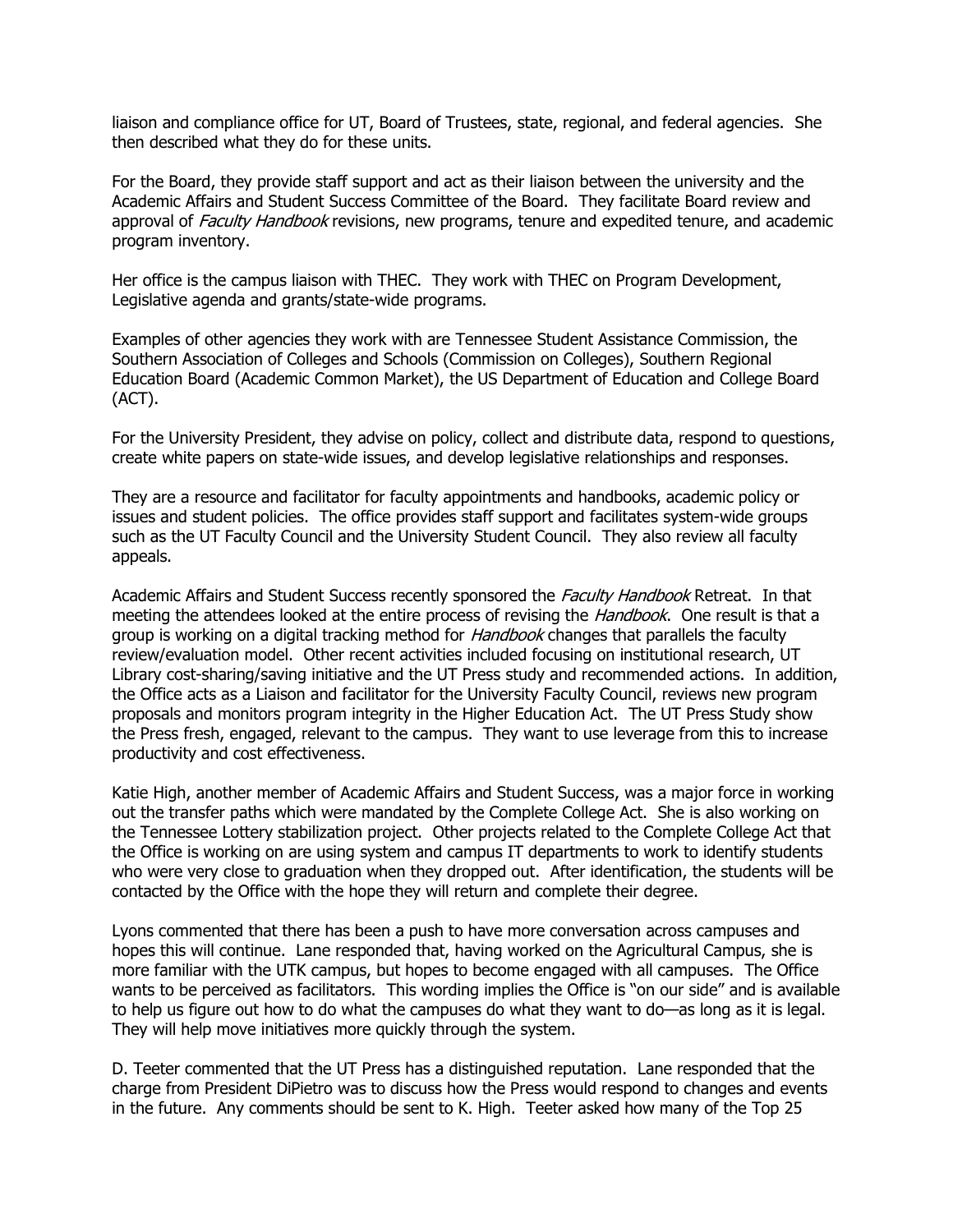liaison and compliance office for UT, Board of Trustees, state, regional, and federal agencies. She then described what they do for these units.

For the Board, they provide staff support and act as their liaison between the university and the Academic Affairs and Student Success Committee of the Board. They facilitate Board review and approval of *Faculty Handbook* revisions, new programs, tenure and expedited tenure, and academic program inventory.

Her office is the campus liaison with THEC. They work with THEC on Program Development, Legislative agenda and grants/state-wide programs.

Examples of other agencies they work with are Tennessee Student Assistance Commission, the Southern Association of Colleges and Schools (Commission on Colleges), Southern Regional Education Board (Academic Common Market), the US Department of Education and College Board (ACT).

For the University President, they advise on policy, collect and distribute data, respond to questions, create white papers on state-wide issues, and develop legislative relationships and responses.

They are a resource and facilitator for faculty appointments and handbooks, academic policy or issues and student policies. The office provides staff support and facilitates system-wide groups such as the UT Faculty Council and the University Student Council. They also review all faculty appeals.

Academic Affairs and Student Success recently sponsored the *Faculty Handbook* Retreat. In that meeting the attendees looked at the entire process of revising the *Handbook*. One result is that a group is working on a digital tracking method for *Handbook* changes that parallels the faculty review/evaluation model. Other recent activities included focusing on institutional research, UT Library cost-sharing/saving initiative and the UT Press study and recommended actions. In addition, the Office acts as a Liaison and facilitator for the University Faculty Council, reviews new program proposals and monitors program integrity in the Higher Education Act. The UT Press Study show the Press fresh, engaged, relevant to the campus. They want to use leverage from this to increase productivity and cost effectiveness.

Katie High, another member of Academic Affairs and Student Success, was a major force in working out the transfer paths which were mandated by the Complete College Act. She is also working on the Tennessee Lottery stabilization project. Other projects related to the Complete College Act that the Office is working on are using system and campus IT departments to work to identify students who were very close to graduation when they dropped out. After identification, the students will be contacted by the Office with the hope they will return and complete their degree.

Lyons commented that there has been a push to have more conversation across campuses and hopes this will continue. Lane responded that, having worked on the Agricultural Campus, she is more familiar with the UTK campus, but hopes to become engaged with all campuses. The Office wants to be perceived as facilitators. This wording implies the Office is "on our side" and is available to help us figure out how to do what the campuses do what they want to do—as long as it is legal. They will help move initiatives more quickly through the system.

D. Teeter commented that the UT Press has a distinguished reputation. Lane responded that the charge from President DiPietro was to discuss how the Press would respond to changes and events in the future. Any comments should be sent to K. High. Teeter asked how many of the Top 25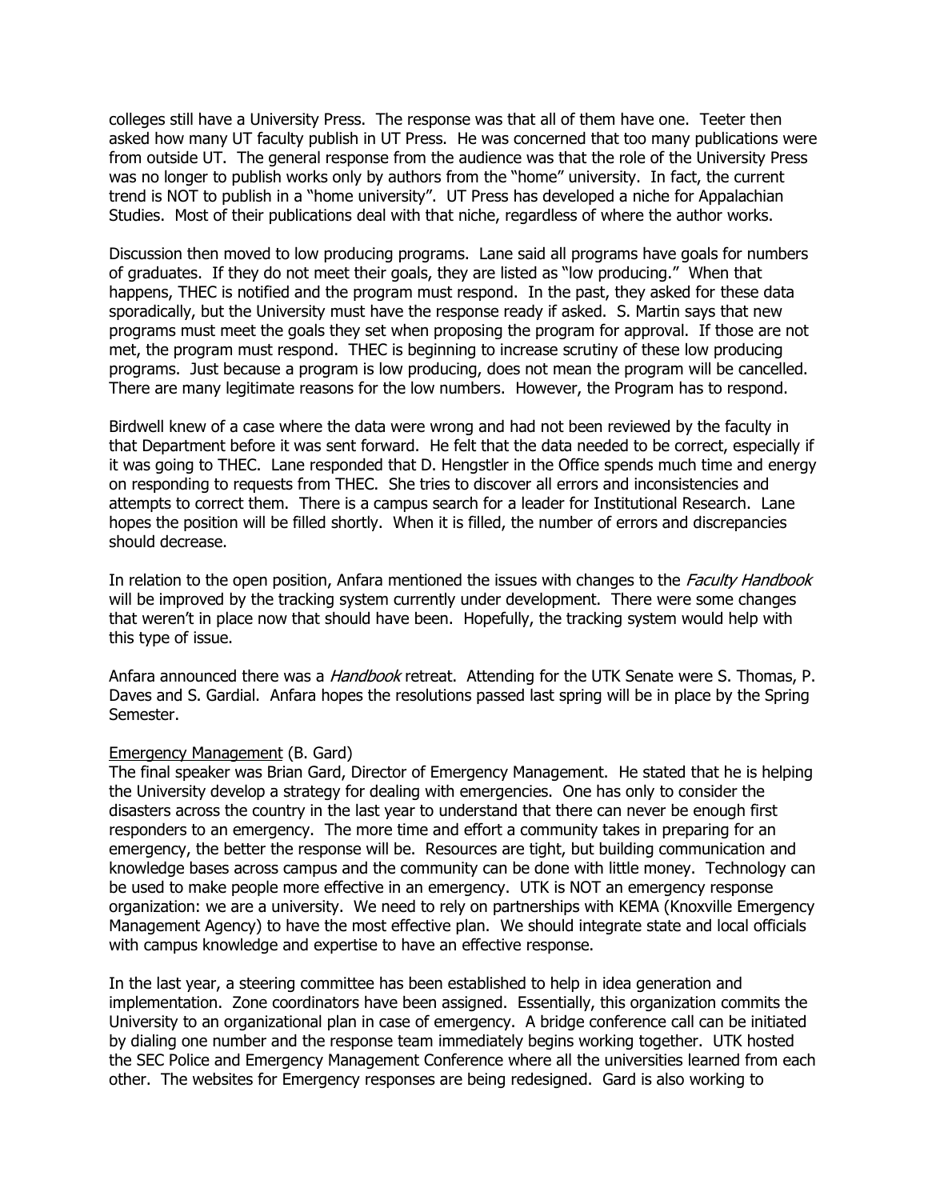colleges still have a University Press. The response was that all of them have one. Teeter then asked how many UT faculty publish in UT Press. He was concerned that too many publications were from outside UT. The general response from the audience was that the role of the University Press was no longer to publish works only by authors from the "home" university. In fact, the current trend is NOT to publish in a "home university". UT Press has developed a niche for Appalachian Studies. Most of their publications deal with that niche, regardless of where the author works.

Discussion then moved to low producing programs. Lane said all programs have goals for numbers of graduates. If they do not meet their goals, they are listed as "low producing." When that happens, THEC is notified and the program must respond. In the past, they asked for these data sporadically, but the University must have the response ready if asked. S. Martin says that new programs must meet the goals they set when proposing the program for approval. If those are not met, the program must respond. THEC is beginning to increase scrutiny of these low producing programs. Just because a program is low producing, does not mean the program will be cancelled. There are many legitimate reasons for the low numbers. However, the Program has to respond.

Birdwell knew of a case where the data were wrong and had not been reviewed by the faculty in that Department before it was sent forward. He felt that the data needed to be correct, especially if it was going to THEC. Lane responded that D. Hengstler in the Office spends much time and energy on responding to requests from THEC. She tries to discover all errors and inconsistencies and attempts to correct them. There is a campus search for a leader for Institutional Research. Lane hopes the position will be filled shortly. When it is filled, the number of errors and discrepancies should decrease.

In relation to the open position, Anfara mentioned the issues with changes to the *Faculty Handbook* will be improved by the tracking system currently under development. There were some changes that weren't in place now that should have been. Hopefully, the tracking system would help with this type of issue.

Anfara announced there was a *Handbook* retreat. Attending for the UTK Senate were S. Thomas, P. Daves and S. Gardial. Anfara hopes the resolutions passed last spring will be in place by the Spring Semester.

<u>Emergency Management</u> (B. Gard)
The final speaker was Brian Gard, Director of Emergency Management. He stated that he is helping the University develop a strategy for dealing with emergencies. One has only to consider the disasters across the country in the last year to understand that there can never be enough first responders to an emergency. The more time and effort a community takes in preparing for an emergency, the better the response will be. Resources are tight, but building communication and knowledge bases across campus and the community can be done with little money. Technology can be used to make people more effective in an emergency. UTK is NOT an emergency response organization: we are a university. We need to rely on partnerships with KEMA (Knoxville Emergency Management Agency) to have the most effective plan. We should integrate state and local officials with campus knowledge and expertise to have an effective response.

In the last year, a steering committee has been established to help in idea generation and implementation. Zone coordinators have been assigned. Essentially, this organization commits the University to an organizational plan in case of emergency. A bridge conference call can be initiated by dialing one number and the response team immediately begins working together. UTK hosted the SEC Police and Emergency Management Conference where all the universities learned from each other. The websites for Emergency responses are being redesigned. Gard is also working to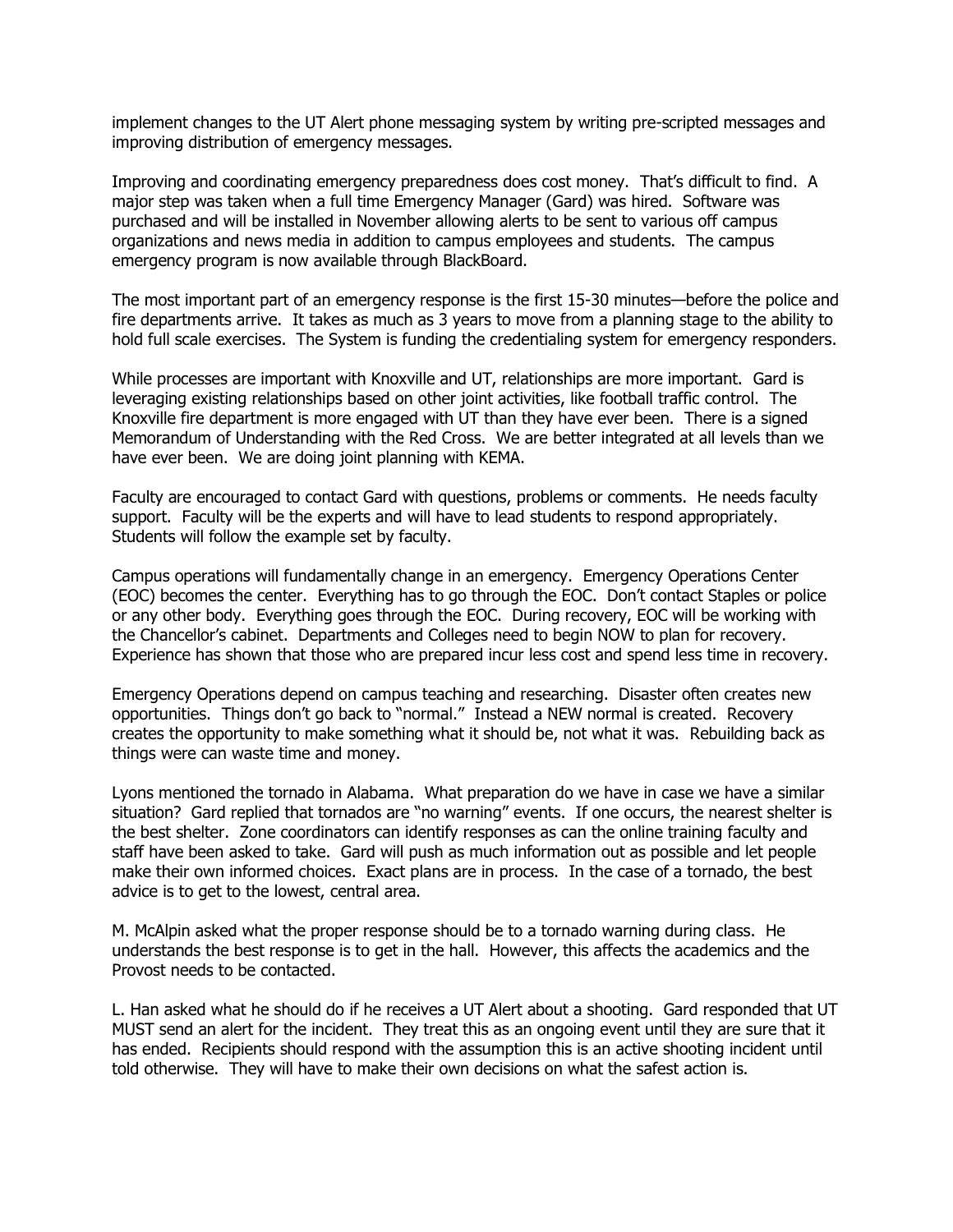implement changes to the UT Alert phone messaging system by writing pre-scripted messages and improving distribution of emergency messages.

Improving and coordinating emergency preparedness does cost money. That's difficult to find. A major step was taken when a full time Emergency Manager (Gard) was hired. Software was purchased and will be installed in November allowing alerts to be sent to various off campus organizations and news media in addition to campus employees and students. The campus emergency program is now available through BlackBoard.

The most important part of an emergency response is the first 15-30 minutes—before the police and fire departments arrive. It takes as much as 3 years to move from a planning stage to the ability to hold full scale exercises. The System is funding the credentialing system for emergency responders.

While processes are important with Knoxville and UT, relationships are more important. Gard is leveraging existing relationships based on other joint activities, like football traffic control. The Knoxville fire department is more engaged with UT than they have ever been. There is a signed Memorandum of Understanding with the Red Cross. We are better integrated at all levels than we have ever been. We are doing joint planning with KEMA.

Faculty are encouraged to contact Gard with questions, problems or comments. He needs faculty support. Faculty will be the experts and will have to lead students to respond appropriately. Students will follow the example set by faculty.

Campus operations will fundamentally change in an emergency. Emergency Operations Center (EOC) becomes the center. Everything has to go through the EOC. Don't contact Staples or police or any other body. Everything goes through the EOC. During recovery, EOC will be working with the Chancellor's cabinet. Departments and Colleges need to begin NOW to plan for recovery. Experience has shown that those who are prepared incur less cost and spend less time in recovery.

Emergency Operations depend on campus teaching and researching. Disaster often creates new opportunities. Things don't go back to "normal." Instead a NEW normal is created. Recovery creates the opportunity to make something what it should be, not what it was. Rebuilding back as things were can waste time and money.

Lyons mentioned the tornado in Alabama. What preparation do we have in case we have a similar situation? Gard replied that tornados are "no warning" events. If one occurs, the nearest shelter is the best shelter. Zone coordinators can identify responses as can the online training faculty and staff have been asked to take. Gard will push as much information out as possible and let people make their own informed choices. Exact plans are in process. In the case of a tornado, the best advice is to get to the lowest, central area.

M. McAlpin asked what the proper response should be to a tornado warning during class. He understands the best response is to get in the hall. However, this affects the academics and the Provost needs to be contacted.

L. Han asked what he should do if he receives a UT Alert about a shooting. Gard responded that UT MUST send an alert for the incident. They treat this as an ongoing event until they are sure that it has ended. Recipients should respond with the assumption this is an active shooting incident until told otherwise. They will have to make their own decisions on what the safest action is.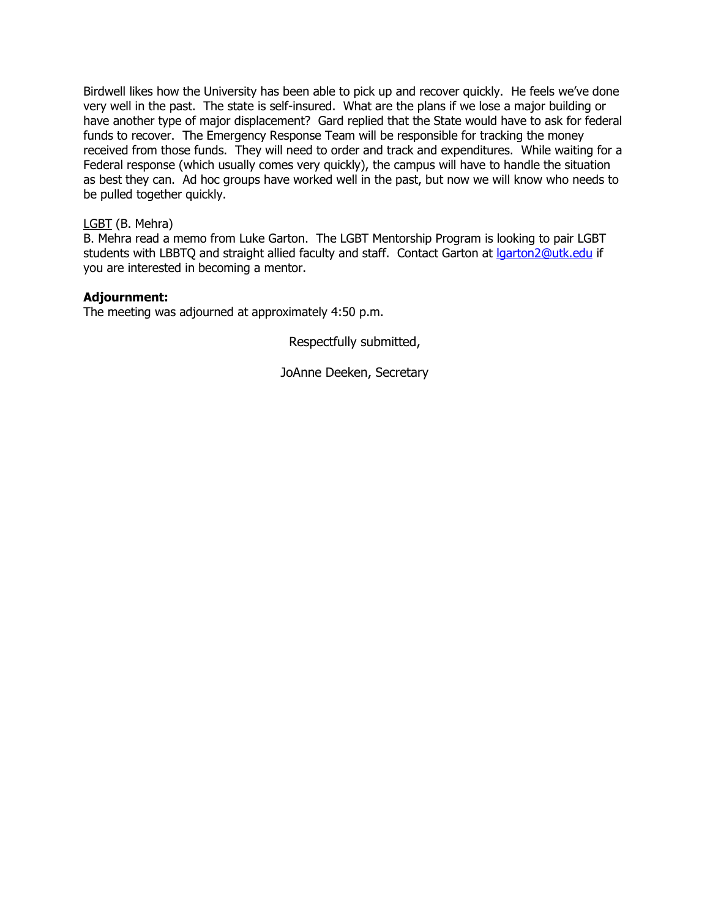Birdwell likes how the University has been able to pick up and recover quickly. He feels we've done very well in the past. The state is self-insured. What are the plans if we lose a major building or have another type of major displacement? Gard replied that the State would have to ask for federal funds to recover. The Emergency Response Team will be responsible for tracking the money received from those funds. They will need to order and track and expenditures. While waiting for a Federal response (which usually comes very quickly), the campus will have to handle the situation as best they can. Ad hoc groups have worked well in the past, but now we will know who needs to be pulled together quickly.

<u>LGBT</u> (B. Mehra)
B. Mehra read a memo from Luke Garton. The LGBT Mentorship Program is looking to pair LGBT students with LBBTQ and straight allied faculty and staff. Contact Garton at lgarton2@utk.edu if you are interested in becoming a mentor.

**Adjournment:**
The meeting was adjourned at approximately 4:50 p.m.

Respectfully submitted,

JoAnne Deeken, Secretary